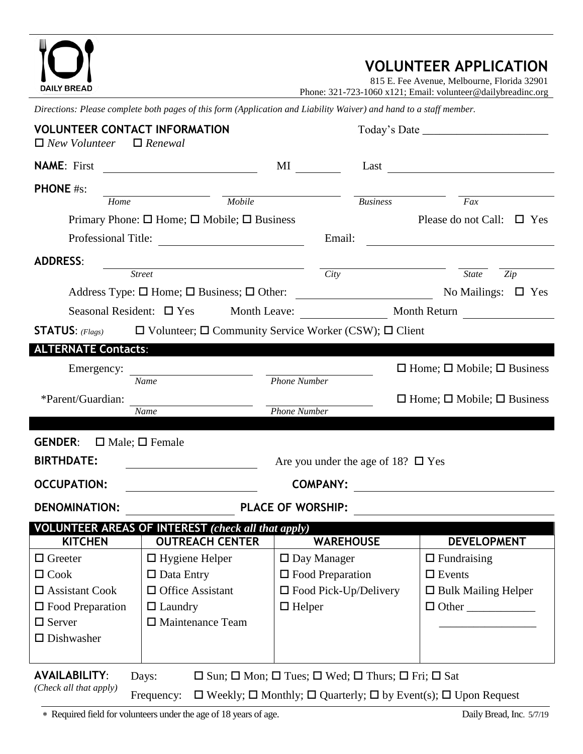DAILY BREAD

# VOLUNTEER APPLICATION

815 E. Fee Avenue, Melbourne, Florida 32901
Phone: 321-723-1060 x121; Email: volunteer@dailybreadinc.org

*Directions: Please complete both pages of this form (Application and Liability Waiver) and hand to a staff member.*

## VOLUNTEER CONTACT INFORMATION

Today's Date ______________________

☐ *New Volunteer* ☐ *Renewal*

**NAME**: First ______________________ MI ________ Last ______________________

**PHONE** #s: ______________ ______________ ______________ ______________
*Home* *Mobile* *Business* *Fax*

Primary Phone: ☐ Home; ☐ Mobile; ☐ Business Please do not Call: ☐ Yes

Professional Title: ______________________ Email: ______________________

**ADDRESS**: ______________________ ______________________ ________ ________
*Street* *City* *State* *Zip*

Address Type: ☐ Home; ☐ Business; ☐ Other: ______________________ No Mailings: ☐ Yes

Seasonal Resident: ☐ Yes Month Leave: ______________ Month Return ______________

**STATUS**: *(Flags)* ☐ Volunteer; ☐ Community Service Worker (CSW); ☐ Client

## ALTERNATE Contacts:

Emergency: ______________________ ______________________ ☐ Home; ☐ Mobile; ☐ Business
*Name* *Phone Number*

*Parent/Guardian: ______________________ ______________________ ☐ Home; ☐ Mobile; ☐ Business
*Name* *Phone Number*

**GENDER**: ☐ Male; ☐ Female

**BIRTHDATE:** ______________________ Are you under the age of 18? ☐ Yes

**OCCUPATION:** ______________________ **COMPANY:** ______________________

**DENOMINATION:** ______________________ **PLACE OF WORSHIP:** ______________________

## VOLUNTEER AREAS OF INTEREST *(check all that apply)*

| KITCHEN | OUTREACH CENTER | WAREHOUSE | DEVELOPMENT |
|---|---|---|---|
| ☐ Greeter | ☐ Hygiene Helper | ☐ Day Manager | ☐ Fundraising |
| ☐ Cook | ☐ Data Entry | ☐ Food Preparation | ☐ Events |
| ☐ Assistant Cook | ☐ Office Assistant | ☐ Food Pick-Up/Delivery | ☐ Bulk Mailing Helper |
| ☐ Food Preparation | ☐ Laundry | ☐ Helper | ☐ Other ____________ |
| ☐ Server | ☐ Maintenance Team | | ________________ |
| ☐ Dishwasher | | | |

**AVAILABILITY**: *(Check all that apply)*

Days: ☐ Sun; ☐ Mon; ☐ Tues; ☐ Wed; ☐ Thurs; ☐ Fri; ☐ Sat

Frequency: ☐ Weekly; ☐ Monthly; ☐ Quarterly; ☐ by Event(s); ☐ Upon Request

* Required field for volunteers under the age of 18 years of age.

Daily Bread, Inc. 5/7/19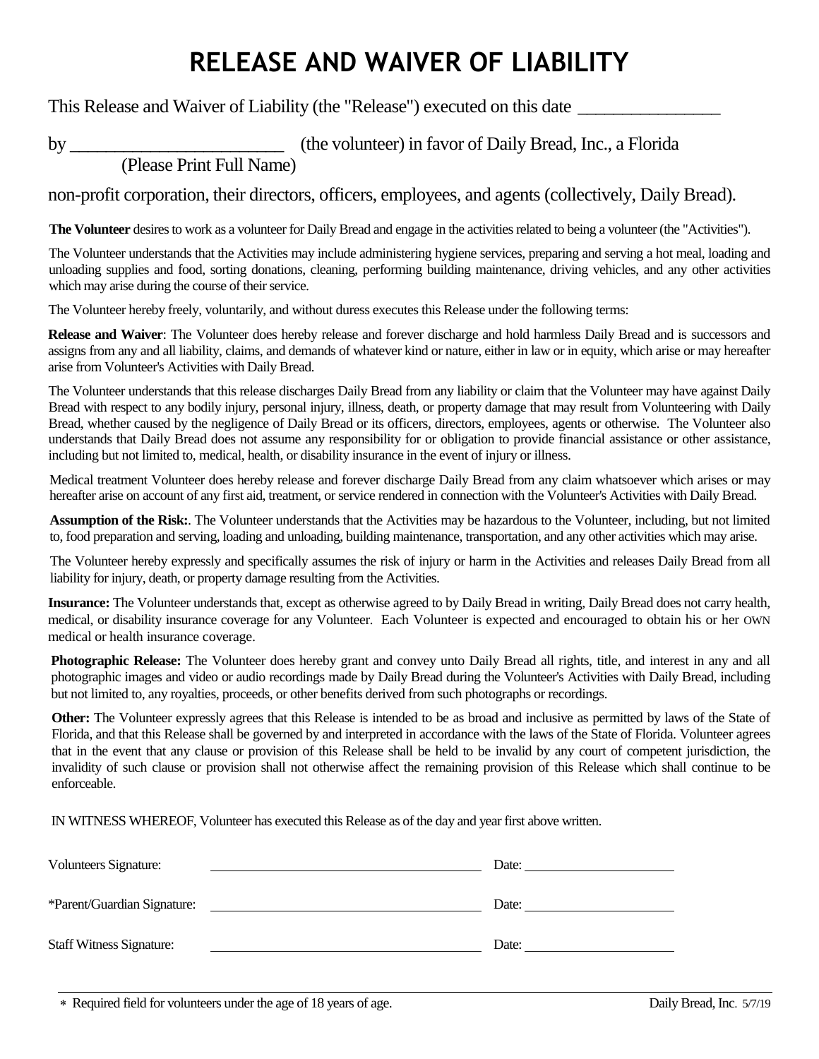# RELEASE AND WAIVER OF LIABILITY

This Release and Waiver of Liability (the "Release") executed on this date ________________

by _________________________ (the volunteer) in favor of Daily Bread, Inc., a Florida
(Please Print Full Name)

non-profit corporation, their directors, officers, employees, and agents (collectively, Daily Bread).

**The Volunteer** desires to work as a volunteer for Daily Bread and engage in the activities related to being a volunteer (the "Activities").

The Volunteer understands that the Activities may include administering hygiene services, preparing and serving a hot meal, loading and unloading supplies and food, sorting donations, cleaning, performing building maintenance, driving vehicles, and any other activities which may arise during the course of their service.

The Volunteer hereby freely, voluntarily, and without duress executes this Release under the following terms:

**Release and Waiver**: The Volunteer does hereby release and forever discharge and hold harmless Daily Bread and is successors and assigns from any and all liability, claims, and demands of whatever kind or nature, either in law or in equity, which arise or may hereafter arise from Volunteer's Activities with Daily Bread.

The Volunteer understands that this release discharges Daily Bread from any liability or claim that the Volunteer may have against Daily Bread with respect to any bodily injury, personal injury, illness, death, or property damage that may result from Volunteering with Daily Bread, whether caused by the negligence of Daily Bread or its officers, directors, employees, agents or otherwise. The Volunteer also understands that Daily Bread does not assume any responsibility for or obligation to provide financial assistance or other assistance, including but not limited to, medical, health, or disability insurance in the event of injury or illness.

Medical treatment Volunteer does hereby release and forever discharge Daily Bread from any claim whatsoever which arises or may hereafter arise on account of any first aid, treatment, or service rendered in connection with the Volunteer's Activities with Daily Bread.

**Assumption of the Risk:**. The Volunteer understands that the Activities may be hazardous to the Volunteer, including, but not limited to, food preparation and serving, loading and unloading, building maintenance, transportation, and any other activities which may arise.

The Volunteer hereby expressly and specifically assumes the risk of injury or harm in the Activities and releases Daily Bread from all liability for injury, death, or property damage resulting from the Activities.

**Insurance:** The Volunteer understands that, except as otherwise agreed to by Daily Bread in writing, Daily Bread does not carry health, medical, or disability insurance coverage for any Volunteer. Each Volunteer is expected and encouraged to obtain his or her OWN medical or health insurance coverage.

**Photographic Release:** The Volunteer does hereby grant and convey unto Daily Bread all rights, title, and interest in any and all photographic images and video or audio recordings made by Daily Bread during the Volunteer's Activities with Daily Bread, including but not limited to, any royalties, proceeds, or other benefits derived from such photographs or recordings.

**Other:** The Volunteer expressly agrees that this Release is intended to be as broad and inclusive as permitted by laws of the State of Florida, and that this Release shall be governed by and interpreted in accordance with the laws of the State of Florida. Volunteer agrees that in the event that any clause or provision of this Release shall be held to be invalid by any court of competent jurisdiction, the invalidity of such clause or provision shall not otherwise affect the remaining provision of this Release which shall continue to be enforceable.

IN WITNESS WHEREOF, Volunteer has executed this Release as of the day and year first above written.

Volunteers Signature: ______________________________ Date: __________________

*Parent/Guardian Signature: ______________________________ Date: __________________

Staff Witness Signature: ______________________________ Date: __________________

* Required field for volunteers under the age of 18 years of age.

Daily Bread, Inc. 5/7/19